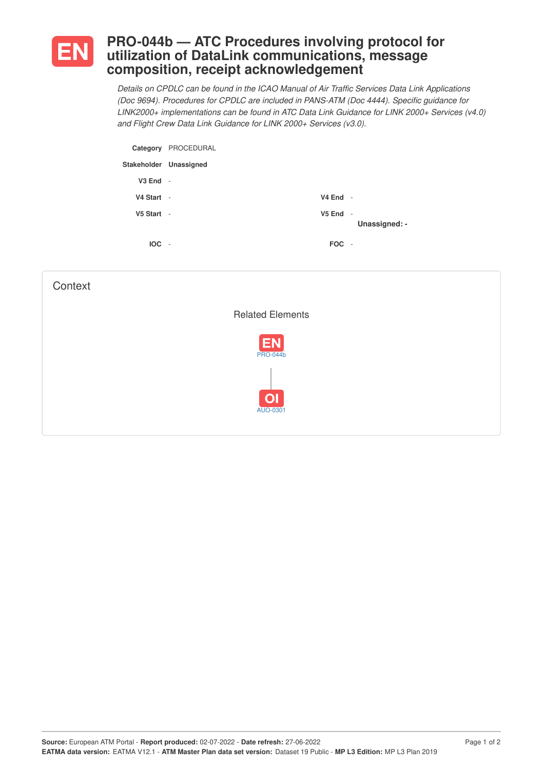# EN PRO-044b — ATC Procedures involving protocol for utilization of DataLink communications, message composition, receipt acknowledgement

*Details on CPDLC can be found in the ICAO Manual of Air Traffic Services Data Link Applications (Doc 9694). Procedures for CPDLC are included in PANS-ATM (Doc 4444). Specific guidance for LINK2000+ implementations can be found in ATC Data Link Guidance for LINK 2000+ Services (v4.0) and Flight Crew Data Link Guidance for LINK 2000+ Services (v3.0).*

**Category** PROCEDURAL

**Stakeholder** **Unassigned**

**V3 End** -

**V4 Start** - **V4 End** -

**V5 Start** - **V5 End** -

**Unassigned: -**

**IOC** - **FOC** -

## Context

Related Elements

EN PRO-044b

OI AUO-0301

**Source:** European ATM Portal - **Report produced:** 02-07-2022 - **Date refresh:** 27-06-2022
**EATMA data version:** EATMA V12.1 - **ATM Master Plan data set version:** Dataset 19 Public - **MP L3 Edition:** MP L3 Plan 2019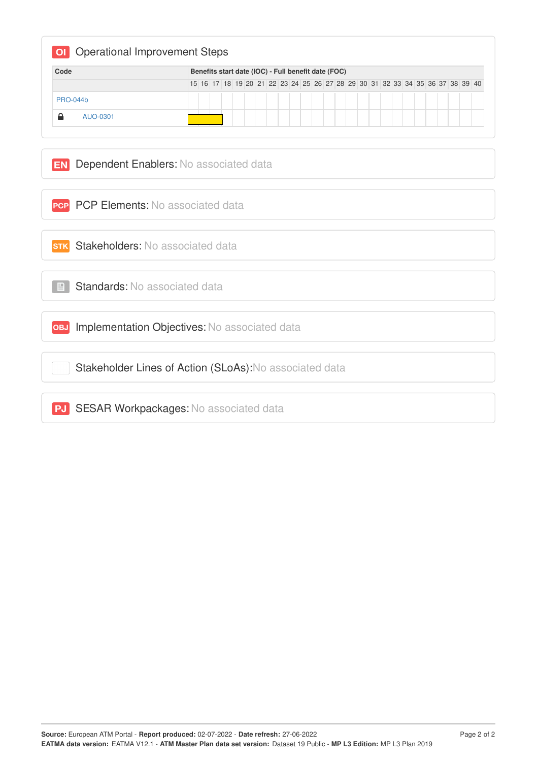## OI Operational Improvement Steps

| Code | Benefits start date (IOC) - Full benefit date (FOC) | | | | | | | | | | | | | | | | | | | | | | | | | |
|---|---|---|---|---|---|---|---|---|---|---|---|---|---|---|---|---|---|---|---|---|---|---|---|---|---|---|
| | 15 | 16 | 17 | 18 | 19 | 20 | 21 | 22 | 23 | 24 | 25 | 26 | 27 | 28 | 29 | 30 | 31 | 32 | 33 | 34 | 35 | 36 | 37 | 38 | 39 | 40 |
| PRO-044b | | | | | | | | | | | | | | | | | | | | | | | | | | |
| AUO-0301 | | | | | | | | | | | | | | | | | | | | | | | | | | |

## EN Dependent Enablers: No associated data

## PCP PCP Elements: No associated data

## STK Stakeholders: No associated data

## Standards: No associated data

## OBJ Implementation Objectives: No associated data

## Stakeholder Lines of Action (SLoAs): No associated data

## PJ SESAR Workpackages: No associated data

**Source:** European ATM Portal - **Report produced:** 02-07-2022 - **Date refresh:** 27-06-2022
**EATMA data version:** EATMA V12.1 - **ATM Master Plan data set version:** Dataset 19 Public - **MP L3 Edition:** MP L3 Plan 2019